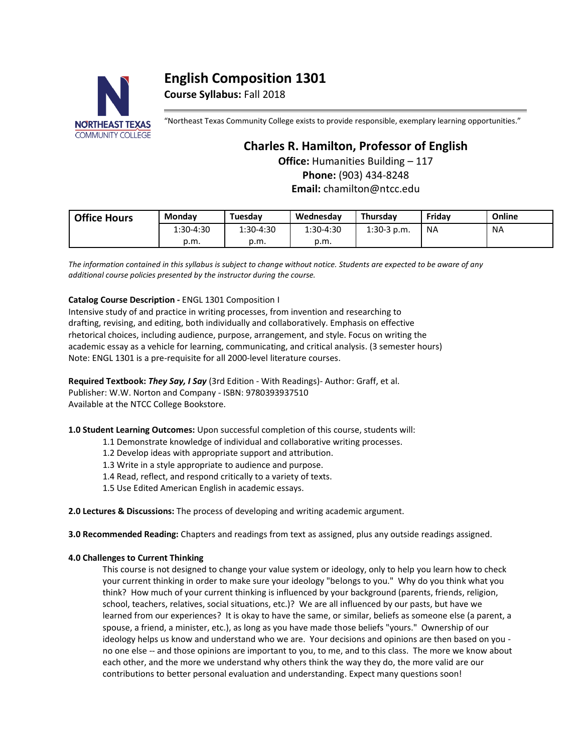# English Composition 1301

**Course Syllabus:** Fall 2018

"Northeast Texas Community College exists to provide responsible, exemplary learning opportunities."

## Charles R. Hamilton, Professor of English

**Office:** Humanities Building – 117
**Phone:** (903) 434-8248
**Email:** chamilton@ntcc.edu

| Office Hours | Monday | Tuesday | Wednesday | Thursday | Friday | Online |
|---|---|---|---|---|---|---|
| | 1:30-4:30 p.m. | 1:30-4:30 p.m. | 1:30-4:30 p.m. | 1:30-3 p.m. | NA | NA |

*The information contained in this syllabus is subject to change without notice. Students are expected to be aware of any additional course policies presented by the instructor during the course.*

**Catalog Course Description -** ENGL 1301 Composition I
Intensive study of and practice in writing processes, from invention and researching to drafting, revising, and editing, both individually and collaboratively. Emphasis on effective rhetorical choices, including audience, purpose, arrangement, and style. Focus on writing the academic essay as a vehicle for learning, communicating, and critical analysis. (3 semester hours)
Note: ENGL 1301 is a pre-requisite for all 2000-level literature courses.

**Required Textbook:** ***They Say, I Say*** (3rd Edition - With Readings)- Author: Graff, et al.
Publisher: W.W. Norton and Company - ISBN: 9780393937510
Available at the NTCC College Bookstore.

**1.0 Student Learning Outcomes:** Upon successful completion of this course, students will:

- 1.1 Demonstrate knowledge of individual and collaborative writing processes.
- 1.2 Develop ideas with appropriate support and attribution.
- 1.3 Write in a style appropriate to audience and purpose.
- 1.4 Read, reflect, and respond critically to a variety of texts.
- 1.5 Use Edited American English in academic essays.

**2.0 Lectures & Discussions:** The process of developing and writing academic argument.

**3.0 Recommended Reading:** Chapters and readings from text as assigned, plus any outside readings assigned.

**4.0 Challenges to Current Thinking**

This course is not designed to change your value system or ideology, only to help you learn how to check your current thinking in order to make sure your ideology "belongs to you." Why do you think what you think? How much of your current thinking is influenced by your background (parents, friends, religion, school, teachers, relatives, social situations, etc.)? We are all influenced by our pasts, but have we learned from our experiences? It is okay to have the same, or similar, beliefs as someone else (a parent, a spouse, a friend, a minister, etc.), as long as you have made those beliefs "yours." Ownership of our ideology helps us know and understand who we are. Your decisions and opinions are then based on you - no one else -- and those opinions are important to you, to me, and to this class. The more we know about each other, and the more we understand why others think the way they do, the more valid are our contributions to better personal evaluation and understanding. Expect many questions soon!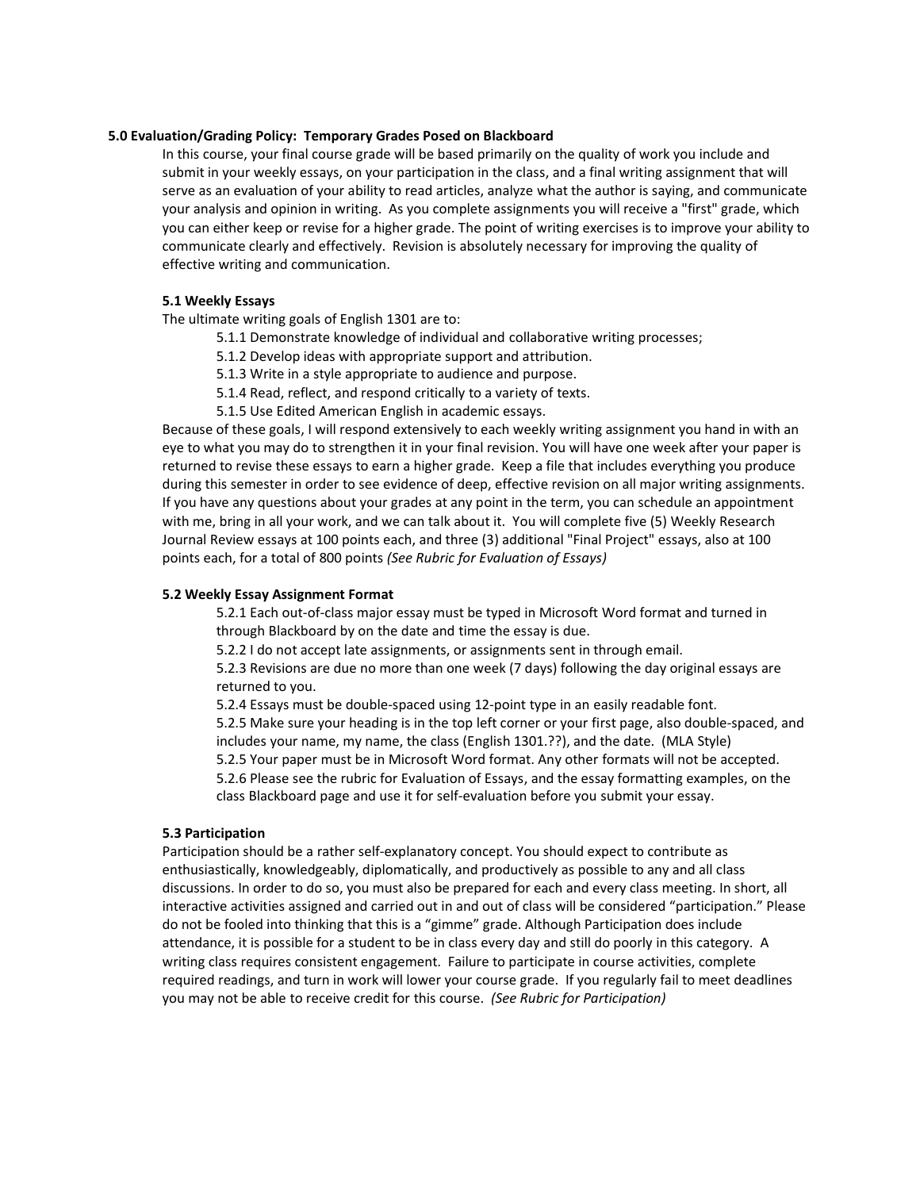**5.0 Evaluation/Grading Policy: Temporary Grades Posed on Blackboard**

In this course, your final course grade will be based primarily on the quality of work you include and submit in your weekly essays, on your participation in the class, and a final writing assignment that will serve as an evaluation of your ability to read articles, analyze what the author is saying, and communicate your analysis and opinion in writing. As you complete assignments you will receive a "first" grade, which you can either keep or revise for a higher grade. The point of writing exercises is to improve your ability to communicate clearly and effectively. Revision is absolutely necessary for improving the quality of effective writing and communication.

**5.1 Weekly Essays**

The ultimate writing goals of English 1301 are to:

5.1.1 Demonstrate knowledge of individual and collaborative writing processes;
5.1.2 Develop ideas with appropriate support and attribution.
5.1.3 Write in a style appropriate to audience and purpose.
5.1.4 Read, reflect, and respond critically to a variety of texts.
5.1.5 Use Edited American English in academic essays.

Because of these goals, I will respond extensively to each weekly writing assignment you hand in with an eye to what you may do to strengthen it in your final revision. You will have one week after your paper is returned to revise these essays to earn a higher grade. Keep a file that includes everything you produce during this semester in order to see evidence of deep, effective revision on all major writing assignments. If you have any questions about your grades at any point in the term, you can schedule an appointment with me, bring in all your work, and we can talk about it. You will complete five (5) Weekly Research Journal Review essays at 100 points each, and three (3) additional "Final Project" essays, also at 100 points each, for a total of 800 points *(See Rubric for Evaluation of Essays)*

**5.2 Weekly Essay Assignment Format**

5.2.1 Each out-of-class major essay must be typed in Microsoft Word format and turned in through Blackboard by on the date and time the essay is due.
5.2.2 I do not accept late assignments, or assignments sent in through email.
5.2.3 Revisions are due no more than one week (7 days) following the day original essays are returned to you.
5.2.4 Essays must be double-spaced using 12-point type in an easily readable font.
5.2.5 Make sure your heading is in the top left corner or your first page, also double-spaced, and includes your name, my name, the class (English 1301.??), and the date. (MLA Style)
5.2.5 Your paper must be in Microsoft Word format. Any other formats will not be accepted.
5.2.6 Please see the rubric for Evaluation of Essays, and the essay formatting examples, on the class Blackboard page and use it for self-evaluation before you submit your essay.

**5.3 Participation**

Participation should be a rather self-explanatory concept. You should expect to contribute as enthusiastically, knowledgeably, diplomatically, and productively as possible to any and all class discussions. In order to do so, you must also be prepared for each and every class meeting. In short, all interactive activities assigned and carried out in and out of class will be considered "participation." Please do not be fooled into thinking that this is a "gimme" grade. Although Participation does include attendance, it is possible for a student to be in class every day and still do poorly in this category. A writing class requires consistent engagement. Failure to participate in course activities, complete required readings, and turn in work will lower your course grade. If you regularly fail to meet deadlines you may not be able to receive credit for this course. *(See Rubric for Participation)*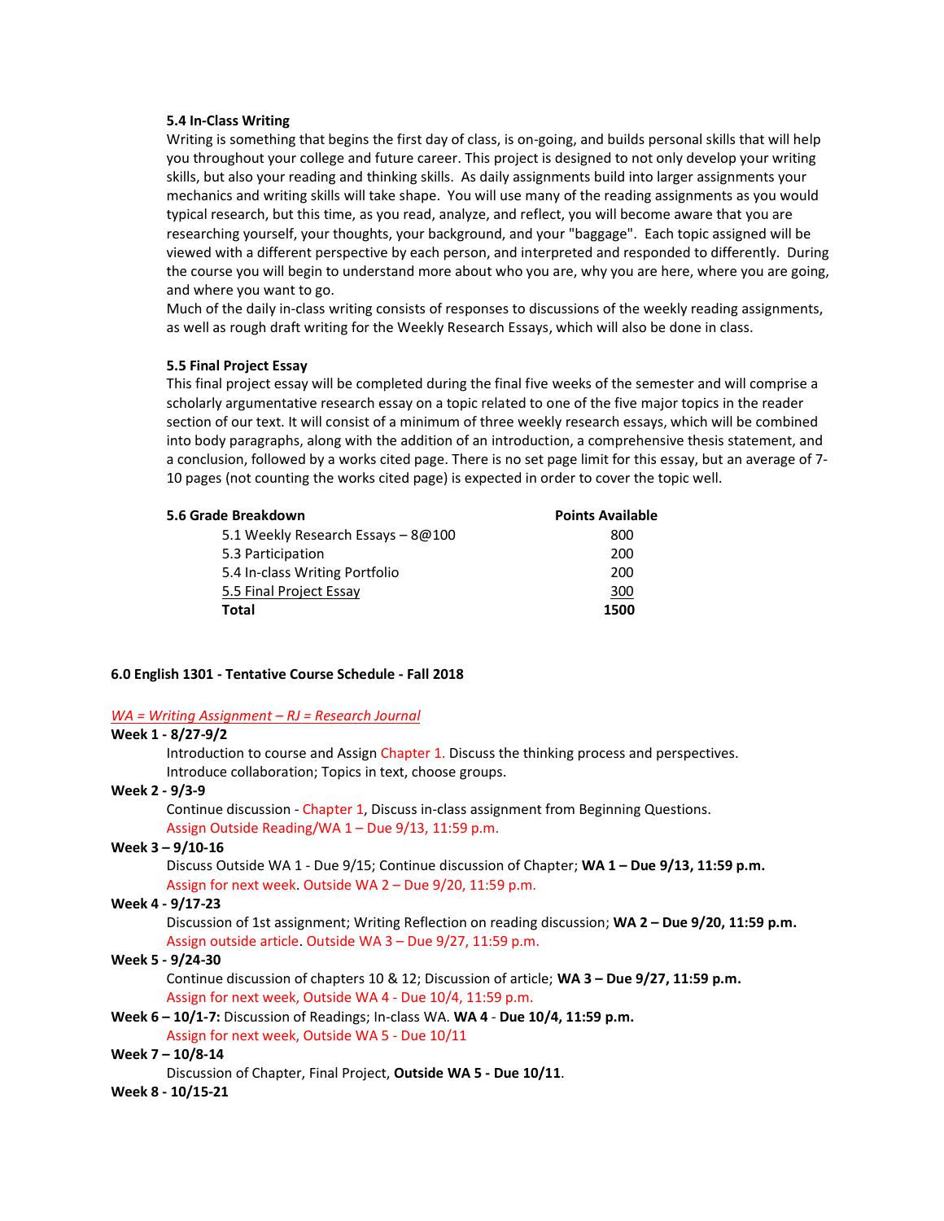### 5.4 In-Class Writing

Writing is something that begins the first day of class, is on-going, and builds personal skills that will help you throughout your college and future career. This project is designed to not only develop your writing skills, but also your reading and thinking skills. As daily assignments build into larger assignments your mechanics and writing skills will take shape. You will use many of the reading assignments as you would typical research, but this time, as you read, analyze, and reflect, you will become aware that you are researching yourself, your thoughts, your background, and your "baggage". Each topic assigned will be viewed with a different perspective by each person, and interpreted and responded to differently. During the course you will begin to understand more about who you are, why you are here, where you are going, and where you want to go.

Much of the daily in-class writing consists of responses to discussions of the weekly reading assignments, as well as rough draft writing for the Weekly Research Essays, which will also be done in class.

### 5.5 Final Project Essay

This final project essay will be completed during the final five weeks of the semester and will comprise a scholarly argumentative research essay on a topic related to one of the five major topics in the reader section of our text. It will consist of a minimum of three weekly research essays, which will be combined into body paragraphs, along with the addition of an introduction, a comprehensive thesis statement, and a conclusion, followed by a works cited page. There is no set page limit for this essay, but an average of 7-10 pages (not counting the works cited page) is expected in order to cover the topic well.

| **5.6 Grade Breakdown** | **Points Available** |
| --- | --- |
| 5.1 Weekly Research Essays – 8@100 | 800 |
| 5.3 Participation | 200 |
| 5.4 In-class Writing Portfolio | 200 |
| 5.5 Final Project Essay | 300 |
| **Total** | **1500** |

### 6.0 English 1301 - Tentative Course Schedule - Fall 2018

*WA = Writing Assignment – RJ = Research Journal*

**Week 1 - 8/27-9/2**

Introduction to course and Assign Chapter 1. Discuss the thinking process and perspectives. Introduce collaboration; Topics in text, choose groups.

**Week 2 - 9/3-9**

Continue discussion - Chapter 1, Discuss in-class assignment from Beginning Questions.
Assign Outside Reading/WA 1 – Due 9/13, 11:59 p.m.

**Week 3 – 9/10-16**

Discuss Outside WA 1 - Due 9/15; Continue discussion of Chapter; **WA 1 – Due 9/13, 11:59 p.m.**
Assign for next week. Outside WA 2 – Due 9/20, 11:59 p.m.

**Week 4 - 9/17-23**

Discussion of 1st assignment; Writing Reflection on reading discussion; **WA 2 – Due 9/20, 11:59 p.m.**
Assign outside article. Outside WA 3 – Due 9/27, 11:59 p.m.

**Week 5 - 9/24-30**

Continue discussion of chapters 10 & 12; Discussion of article; **WA 3 – Due 9/27, 11:59 p.m.**
Assign for next week, Outside WA 4 - Due 10/4, 11:59 p.m.

**Week 6 – 10/1-7:** Discussion of Readings; In-class WA. **WA 4** - **Due 10/4, 11:59 p.m.**
Assign for next week, Outside WA 5 - Due 10/11

**Week 7 – 10/8-14**

Discussion of Chapter, Final Project, **Outside WA 5 - Due 10/11**.

**Week 8 - 10/15-21**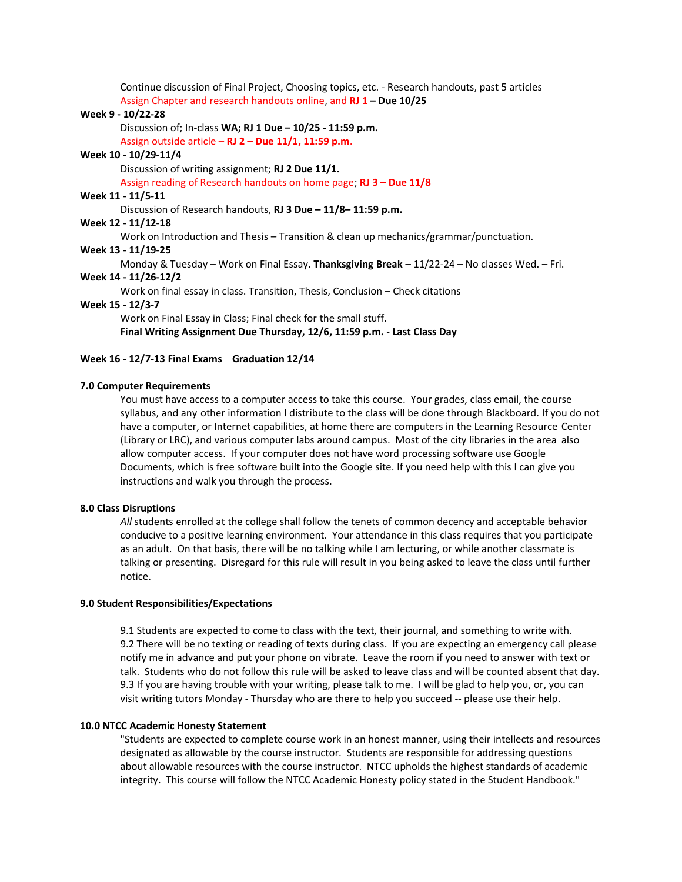Continue discussion of Final Project, Choosing topics, etc. - Research handouts, past 5 articles
Assign Chapter and research handouts online, and **RJ 1 – Due 10/25**

**Week 9 - 10/22-28**

Discussion of; In-class **WA; RJ 1 Due – 10/25 - 11:59 p.m.**
Assign outside article – **RJ 2 – Due 11/1, 11:59 p.m**.

**Week 10 - 10/29-11/4**

Discussion of writing assignment; **RJ 2 Due 11/1.**
Assign reading of Research handouts on home page; **RJ 3 – Due 11/8**

**Week 11 - 11/5-11**

Discussion of Research handouts, **RJ 3 Due – 11/8– 11:59 p.m.**

**Week 12 - 11/12-18**

Work on Introduction and Thesis – Transition & clean up mechanics/grammar/punctuation.

**Week 13 - 11/19-25**

Monday & Tuesday – Work on Final Essay. **Thanksgiving Break** – 11/22-24 – No classes Wed. – Fri.

**Week 14 - 11/26-12/2**

Work on final essay in class. Transition, Thesis, Conclusion – Check citations

**Week 15 - 12/3-7**

Work on Final Essay in Class; Final check for the small stuff.
**Final Writing Assignment Due Thursday, 12/6, 11:59 p.m.** - **Last Class Day**

**Week 16 - 12/7-13 Final Exams Graduation 12/14**

### 7.0 Computer Requirements

You must have access to a computer access to take this course. Your grades, class email, the course syllabus, and any other information I distribute to the class will be done through Blackboard. If you do not have a computer, or Internet capabilities, at home there are computers in the Learning Resource Center (Library or LRC), and various computer labs around campus. Most of the city libraries in the area also allow computer access. If your computer does not have word processing software use Google Documents, which is free software built into the Google site. If you need help with this I can give you instructions and walk you through the process.

### 8.0 Class Disruptions

*All* students enrolled at the college shall follow the tenets of common decency and acceptable behavior conducive to a positive learning environment. Your attendance in this class requires that you participate as an adult. On that basis, there will be no talking while I am lecturing, or while another classmate is talking or presenting. Disregard for this rule will result in you being asked to leave the class until further notice.

### 9.0 Student Responsibilities/Expectations

9.1 Students are expected to come to class with the text, their journal, and something to write with.
9.2 There will be no texting or reading of texts during class. If you are expecting an emergency call please notify me in advance and put your phone on vibrate. Leave the room if you need to answer with text or talk. Students who do not follow this rule will be asked to leave class and will be counted absent that day.
9.3 If you are having trouble with your writing, please talk to me. I will be glad to help you, or, you can visit writing tutors Monday - Thursday who are there to help you succeed -- please use their help.

### 10.0 NTCC Academic Honesty Statement

"Students are expected to complete course work in an honest manner, using their intellects and resources designated as allowable by the course instructor. Students are responsible for addressing questions about allowable resources with the course instructor. NTCC upholds the highest standards of academic integrity. This course will follow the NTCC Academic Honesty policy stated in the Student Handbook."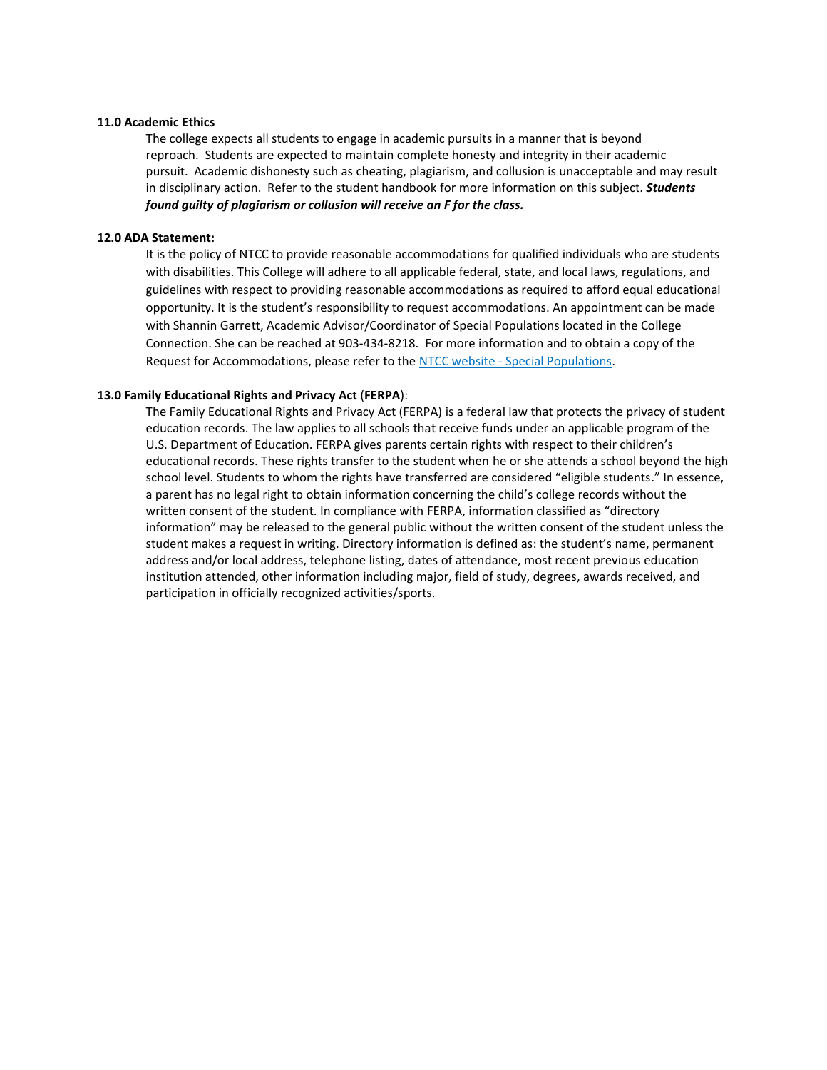**11.0 Academic Ethics**

The college expects all students to engage in academic pursuits in a manner that is beyond reproach. Students are expected to maintain complete honesty and integrity in their academic pursuit. Academic dishonesty such as cheating, plagiarism, and collusion is unacceptable and may result in disciplinary action. Refer to the student handbook for more information on this subject. ***Students found guilty of plagiarism or collusion will receive an F for the class.***

**12.0 ADA Statement:**

It is the policy of NTCC to provide reasonable accommodations for qualified individuals who are students with disabilities. This College will adhere to all applicable federal, state, and local laws, regulations, and guidelines with respect to providing reasonable accommodations as required to afford equal educational opportunity. It is the student's responsibility to request accommodations. An appointment can be made with Shannin Garrett, Academic Advisor/Coordinator of Special Populations located in the College Connection. She can be reached at 903-434-8218. For more information and to obtain a copy of the Request for Accommodations, please refer to the NTCC website - Special Populations.

**13.0 Family Educational Rights and Privacy Act (FERPA):**

The Family Educational Rights and Privacy Act (FERPA) is a federal law that protects the privacy of student education records. The law applies to all schools that receive funds under an applicable program of the U.S. Department of Education. FERPA gives parents certain rights with respect to their children's educational records. These rights transfer to the student when he or she attends a school beyond the high school level. Students to whom the rights have transferred are considered "eligible students." In essence, a parent has no legal right to obtain information concerning the child's college records without the written consent of the student. In compliance with FERPA, information classified as "directory information" may be released to the general public without the written consent of the student unless the student makes a request in writing. Directory information is defined as: the student's name, permanent address and/or local address, telephone listing, dates of attendance, most recent previous education institution attended, other information including major, field of study, degrees, awards received, and participation in officially recognized activities/sports.